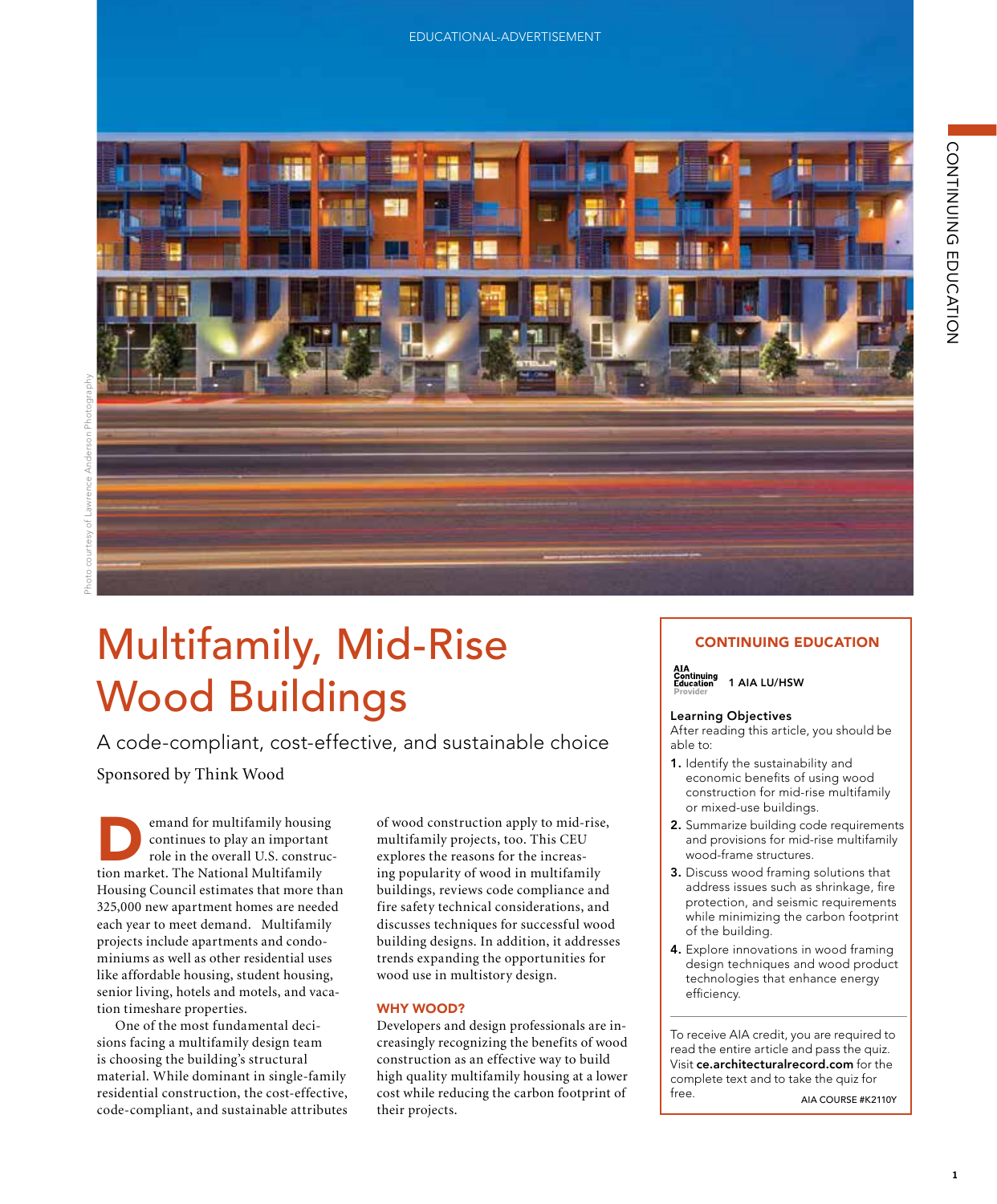EDUCATIONAL-ADVERTISEMENT

Photo courtesy of Lawrence Anderson Photography

# Multifamily, Mid-Rise Wood Buildings

## A code-compliant, cost-effective, and sustainable choice

Sponsored by Think Wood

Demand for multifamily housing continues to play an important role in the overall U.S. construction market. The National Multifamily Housing Council estimates that more than 325,000 new apartment homes are needed each year to meet demand. Multifamily projects include apartments and condominiums as well as other residential uses like affordable housing, student housing, senior living, hotels and motels, and vacation timeshare properties.

One of the most fundamental decisions facing a multifamily design team is choosing the building's structural material. While dominant in single-family residential construction, the cost-effective, code-compliant, and sustainable attributes of wood construction apply to mid-rise, multifamily projects, too. This CEU explores the reasons for the increasing popularity of wood in multifamily buildings, reviews code compliance and fire safety technical considerations, and discusses techniques for successful wood building designs. In addition, it addresses trends expanding the opportunities for wood use in multistory design.

### WHY WOOD?

Developers and design professionals are increasingly recognizing the benefits of wood construction as an effective way to build high quality multifamily housing at a lower cost while reducing the carbon footprint of their projects.

---

**CONTINUING EDUCATION**

AIA Continuing Education Provider — 1 AIA LU/HSW

**Learning Objectives**

After reading this article, you should be able to:

1. Identify the sustainability and economic benefits of using wood construction for mid-rise multifamily or mixed-use buildings.
2. Summarize building code requirements and provisions for mid-rise multifamily wood-frame structures.
3. Discuss wood framing solutions that address issues such as shrinkage, fire protection, and seismic requirements while minimizing the carbon footprint of the building.
4. Explore innovations in wood framing design techniques and wood product technologies that enhance energy efficiency.

To receive AIA credit, you are required to read the entire article and pass the quiz. Visit **ce.architecturalrecord.com** for the complete text and to take the quiz for free.

AIA COURSE #K2110Y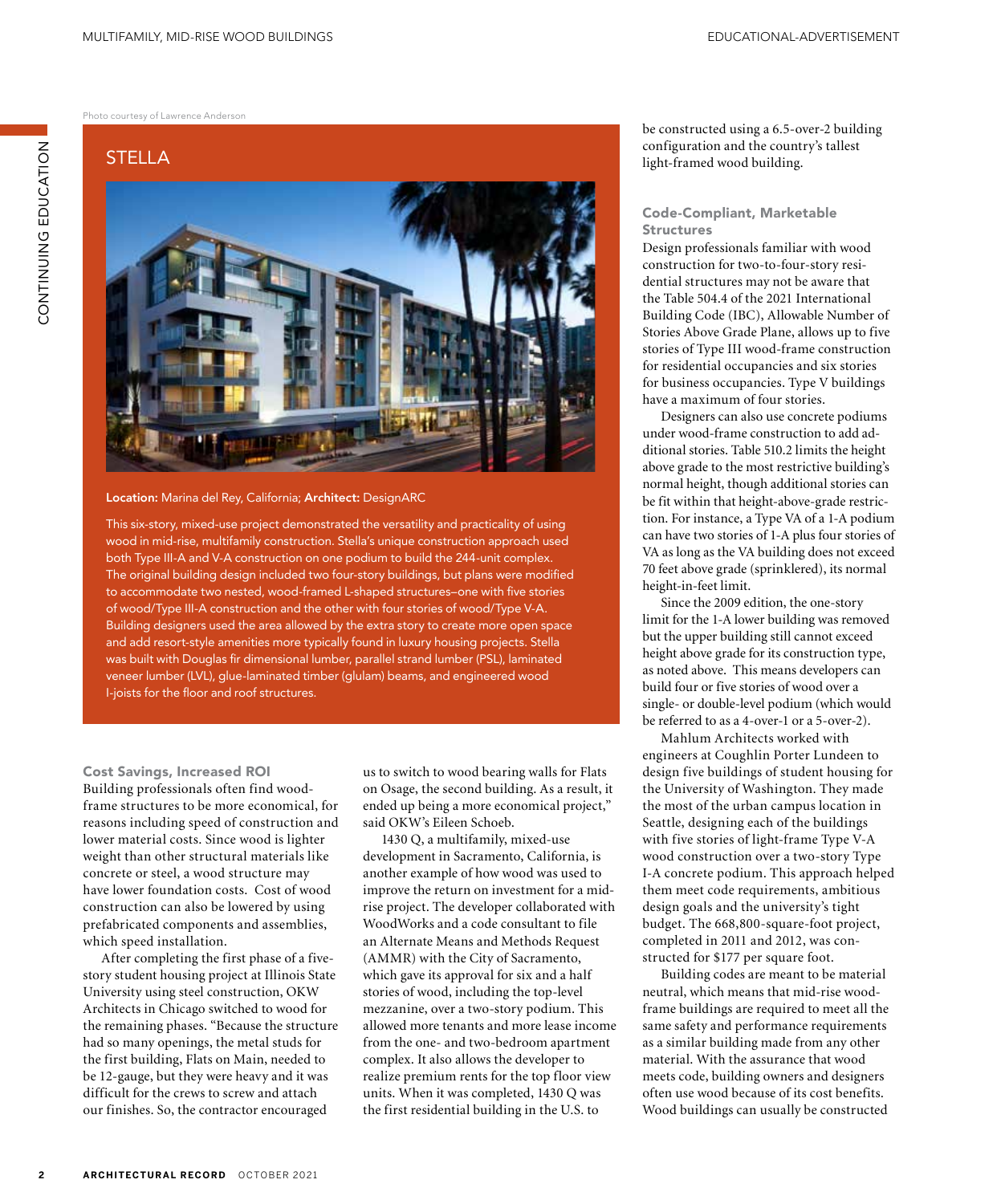Photo courtesy of Lawrence Anderson

## STELLA

**Location:** Marina del Rey, California; **Architect:** DesignARC

This six-story, mixed-use project demonstrated the versatility and practicality of using wood in mid-rise, multifamily construction. Stella's unique construction approach used both Type III-A and V-A construction on one podium to build the 244-unit complex. The original building design included two four-story buildings, but plans were modified to accommodate two nested, wood-framed L-shaped structures—one with five stories of wood/Type III-A construction and the other with four stories of wood/Type V-A. Building designers used the area allowed by the extra story to create more open space and add resort-style amenities more typically found in luxury housing projects. Stella was built with Douglas fir dimensional lumber, parallel strand lumber (PSL), laminated veneer lumber (LVL), glue-laminated timber (glulam) beams, and engineered wood I-joists for the floor and roof structures.

### Cost Savings, Increased ROI

Building professionals often find wood-frame structures to be more economical, for reasons including speed of construction and lower material costs. Since wood is lighter weight than other structural materials like concrete or steel, a wood structure may have lower foundation costs. Cost of wood construction can also be lowered by using prefabricated components and assemblies, which speed installation.

After completing the first phase of a five-story student housing project at Illinois State University using steel construction, OKW Architects in Chicago switched to wood for the remaining phases. "Because the structure had so many openings, the metal studs for the first building, Flats on Main, needed to be 12-gauge, but they were heavy and it was difficult for the crews to screw and attach our finishes. So, the contractor encouraged us to switch to wood bearing walls for Flats on Osage, the second building. As a result, it ended up being a more economical project," said OKW's Eileen Schoeb.

1430 Q, a multifamily, mixed-use development in Sacramento, California, is another example of how wood was used to improve the return on investment for a mid-rise project. The developer collaborated with WoodWorks and a code consultant to file an Alternate Means and Methods Request (AMMR) with the City of Sacramento, which gave its approval for six and a half stories of wood, including the top-level mezzanine, over a two-story podium. This allowed more tenants and more lease income from the one- and two-bedroom apartment complex. It also allows the developer to realize premium rents for the top floor view units. When it was completed, 1430 Q was the first residential building in the U.S. to be constructed using a 6.5-over-2 building configuration and the country's tallest light-framed wood building.

### Code-Compliant, Marketable Structures

Design professionals familiar with wood construction for two-to-four-story residential structures may not be aware that the Table 504.4 of the 2021 International Building Code (IBC), Allowable Number of Stories Above Grade Plane, allows up to five stories of Type III wood-frame construction for residential occupancies and six stories for business occupancies. Type V buildings have a maximum of four stories.

Designers can also use concrete podiums under wood-frame construction to add additional stories. Table 510.2 limits the height above grade to the most restrictive building's normal height, though additional stories can be fit within that height-above-grade restriction. For instance, a Type VA of a 1-A podium can have two stories of 1-A plus four stories of VA as long as the VA building does not exceed 70 feet above grade (sprinklered), its normal height-in-feet limit.

Since the 2009 edition, the one-story limit for the 1-A lower building was removed but the upper building still cannot exceed height above grade for its construction type, as noted above. This means developers can build four or five stories of wood over a single- or double-level podium (which would be referred to as a 4-over-1 or a 5-over-2).

Mahlum Architects worked with engineers at Coughlin Porter Lundeen to design five buildings of student housing for the University of Washington. They made the most of the urban campus location in Seattle, designing each of the buildings with five stories of light-frame Type V-A wood construction over a two-story Type I-A concrete podium. This approach helped them meet code requirements, ambitious design goals and the university's tight budget. The 668,800-square-foot project, completed in 2011 and 2012, was constructed for $177 per square foot.

Building codes are meant to be material neutral, which means that mid-rise wood-frame buildings are required to meet all the same safety and performance requirements as a similar building made from any other material. With the assurance that wood meets code, building owners and designers often use wood because of its cost benefits. Wood buildings can usually be constructed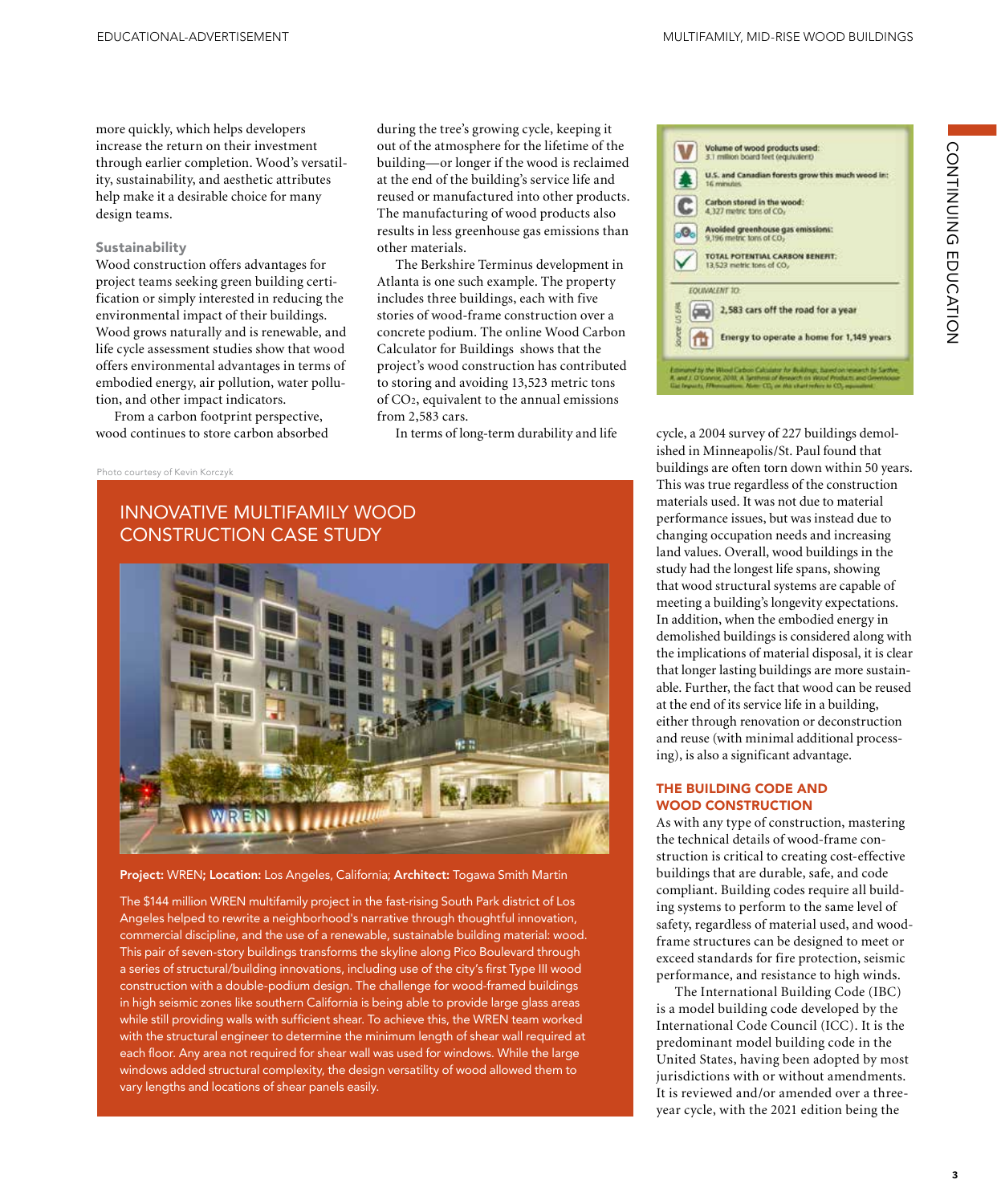more quickly, which helps developers increase the return on their investment through earlier completion. Wood's versatility, sustainability, and aesthetic attributes help make it a desirable choice for many design teams.

### Sustainability

Wood construction offers advantages for project teams seeking green building certification or simply interested in reducing the environmental impact of their buildings. Wood grows naturally and is renewable, and life cycle assessment studies show that wood offers environmental advantages in terms of embodied energy, air pollution, water pollution, and other impact indicators.

From a carbon footprint perspective, wood continues to store carbon absorbed during the tree's growing cycle, keeping it out of the atmosphere for the lifetime of the building—or longer if the wood is reclaimed at the end of the building's service life and reused or manufactured into other products. The manufacturing of wood products also results in less greenhouse gas emissions than other materials.

The Berkshire Terminus development in Atlanta is one such example. The property includes three buildings, each with five stories of wood-frame construction over a concrete podium. The online Wood Carbon Calculator for Buildings shows that the project's wood construction has contributed to storing and avoiding 13,523 metric tons of $CO_2$, equivalent to the annual emissions from 2,583 cars.

In terms of long-term durability and life cycle, a 2004 survey of 227 buildings demolished in Minneapolis/St. Paul found that buildings are often torn down within 50 years. This was true regardless of the construction materials used. It was not due to material performance issues, but was instead due to changing occupation needs and increasing land values. Overall, wood buildings in the study had the longest life spans, showing that wood structural systems are capable of meeting a building's longevity expectations. In addition, when the embodied energy in demolished buildings is considered along with the implications of material disposal, it is clear that longer lasting buildings are more sustainable. Further, the fact that wood can be reused at the end of its service life in a building, either through renovation or deconstruction and reuse (with minimal additional processing), is also a significant advantage.

Volume of wood products used: 3.1 million board feet (equivalent)

U.S. and Canadian forests grow this much wood in: 16 minutes

Carbon stored in the wood: 4,327 metric tons of $CO_2$

Avoided greenhouse gas emissions: 9,196 metric tons of $CO_2$

TOTAL POTENTIAL CARBON BENEFIT: 13,523 metric tons of $CO_2$

EQUIVALENT TO:

2,583 cars off the road for a year

Energy to operate a home for 1,149 years

Source: US EPA

Estimated by the Wood Carbon Calculator for Buildings, based on research by Sathre, R. and J. O'Connor, 2010, A Synthesis of Research on Wood Products and Greenhouse Gas Impacts, FPInnovations. Note: $CO_2$ on this chart refers to $CO_2$ equivalent.

## INNOVATIVE MULTIFAMILY WOOD CONSTRUCTION CASE STUDY

Photo courtesy of Kevin Korczyk

**Project:** WREN; **Location:** Los Angeles, California; **Architect:** Togawa Smith Martin

The $144 million WREN multifamily project in the fast-rising South Park district of Los Angeles helped to rewrite a neighborhood's narrative through thoughtful innovation, commercial discipline, and the use of a renewable, sustainable building material: wood. This pair of seven-story buildings transforms the skyline along Pico Boulevard through a series of structural/building innovations, including use of the city's first Type III wood construction with a double-podium design. The challenge for wood-framed buildings in high seismic zones like southern California is being able to provide large glass areas while still providing walls with sufficient shear. To achieve this, the WREN team worked with the structural engineer to determine the minimum length of shear wall required at each floor. Any area not required for shear wall was used for windows. While the large windows added structural complexity, the design versatility of wood allowed them to vary lengths and locations of shear panels easily.

## THE BUILDING CODE AND WOOD CONSTRUCTION

As with any type of construction, mastering the technical details of wood-frame construction is critical to creating cost-effective buildings that are durable, safe, and code compliant. Building codes require all building systems to perform to the same level of safety, regardless of material used, and wood-frame structures can be designed to meet or exceed standards for fire protection, seismic performance, and resistance to high winds.

The International Building Code (IBC) is a model building code developed by the International Code Council (ICC). It is the predominant model building code in the United States, having been adopted by most jurisdictions with or without amendments. It is reviewed and/or amended over a three-year cycle, with the 2021 edition being the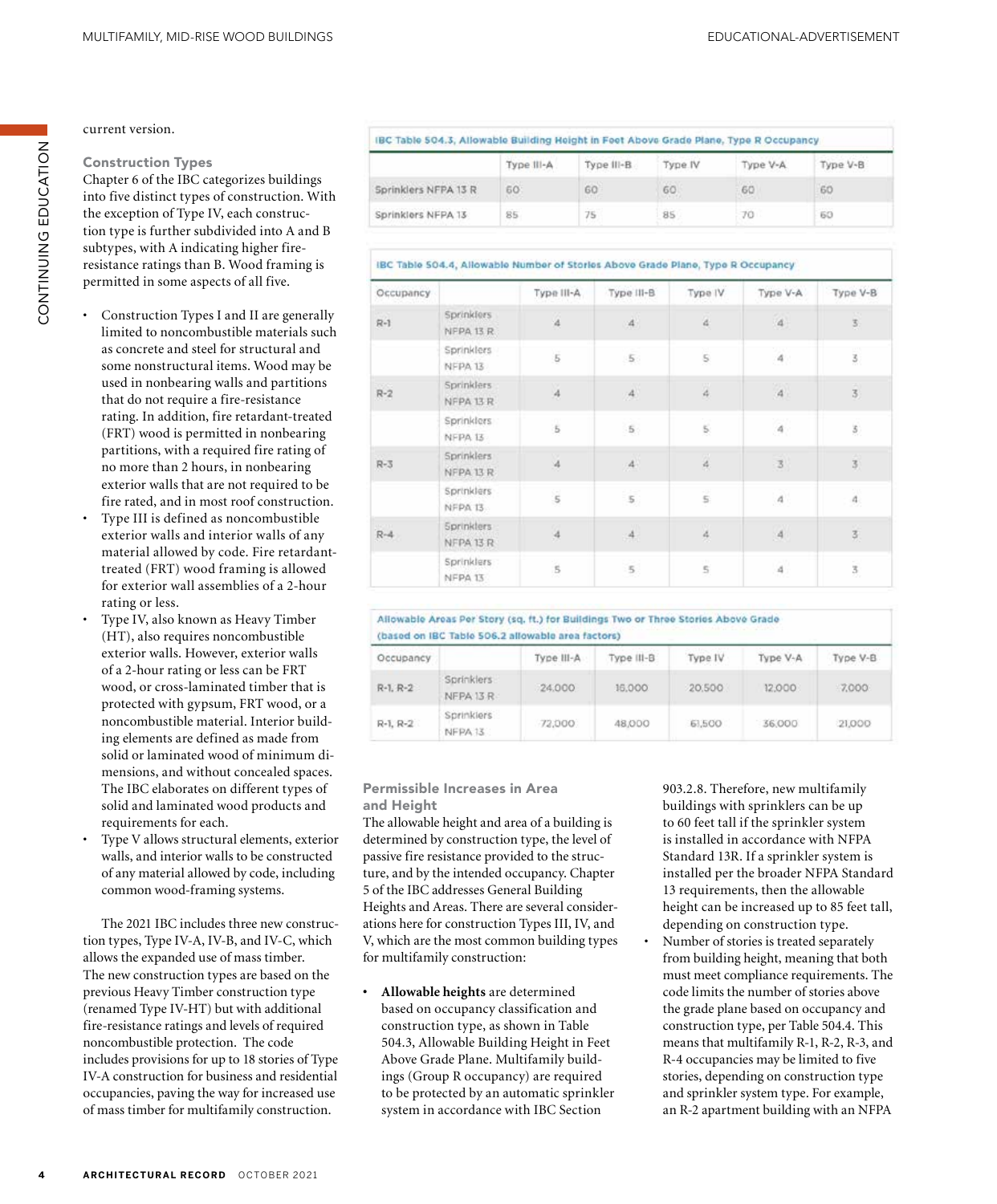current version.

### Construction Types

Chapter 6 of the IBC categorizes buildings into five distinct types of construction. With the exception of Type IV, each construction type is further subdivided into A and B subtypes, with A indicating higher fire-resistance ratings than B. Wood framing is permitted in some aspects of all five.

- Construction Types I and II are generally limited to noncombustible materials such as concrete and steel for structural and some nonstructural items. Wood may be used in nonbearing walls and partitions that do not require a fire-resistance rating. In addition, fire retardant-treated (FRT) wood is permitted in nonbearing partitions, with a required fire rating of no more than 2 hours, in nonbearing exterior walls that are not required to be fire rated, and in most roof construction.
- Type III is defined as noncombustible exterior walls and interior walls of any material allowed by code. Fire retardant-treated (FRT) wood framing is allowed for exterior wall assemblies of a 2-hour rating or less.
- Type IV, also known as Heavy Timber (HT), also requires noncombustible exterior walls. However, exterior walls of a 2-hour rating or less can be FRT wood, or cross-laminated timber that is protected with gypsum, FRT wood, or a noncombustible material. Interior building elements are defined as made from solid or laminated wood of minimum dimensions, and without concealed spaces. The IBC elaborates on different types of solid and laminated wood products and requirements for each.
- Type V allows structural elements, exterior walls, and interior walls to be constructed of any material allowed by code, including common wood-framing systems.

The 2021 IBC includes three new construction types, Type IV-A, IV-B, and IV-C, which allows the expanded use of mass timber. The new construction types are based on the previous Heavy Timber construction type (renamed Type IV-HT) but with additional fire-resistance ratings and levels of required noncombustible protection. The code includes provisions for up to 18 stories of Type IV-A construction for business and residential occupancies, paving the way for increased use of mass timber for multifamily construction.

**IBC Table 504.3, Allowable Building Height in Feet Above Grade Plane, Type R Occupancy**

| | Type III-A | Type III-B | Type IV | Type V-A | Type V-B |
|---|---|---|---|---|---|
| Sprinklers NFPA 13 R | 60 | 60 | 60 | 60 | 60 |
| Sprinklers NFPA 13 | 85 | 75 | 85 | 70 | 60 |

**IBC Table 504.4, Allowable Number of Stories Above Grade Plane, Type R Occupancy**

| Occupancy | | Type III-A | Type III-B | Type IV | Type V-A | Type V-B |
|---|---|---|---|---|---|---|
| R-1 | Sprinklers NFPA 13 R | 4 | 4 | 4 | 4 | 3 |
| | Sprinklers NFPA 13 | 5 | 5 | 5 | 4 | 3 |
| R-2 | Sprinklers NFPA 13 R | 4 | 4 | 4 | 4 | 3 |
| | Sprinklers NFPA 13 | 5 | 5 | 5 | 4 | 3 |
| R-3 | Sprinklers NFPA 13 R | 4 | 4 | 4 | 3 | 3 |
| | Sprinklers NFPA 13 | 5 | 5 | 5 | 4 | 4 |
| R-4 | Sprinklers NFPA 13 R | 4 | 4 | 4 | 4 | 3 |
| | Sprinklers NFPA 13 | 5 | 5 | 5 | 4 | 3 |

**Allowable Areas Per Story (sq. ft.) for Buildings Two or Three Stories Above Grade (based on IBC Table 506.2 allowable area factors)**

| Occupancy | | Type III-A | Type III-B | Type IV | Type V-A | Type V-B |
|---|---|---|---|---|---|---|
| R-1, R-2 | Sprinklers NFPA 13 R | 24,000 | 16,000 | 20,500 | 12,000 | 7,000 |
| R-1, R-2 | Sprinklers NFPA 13 | 72,000 | 48,000 | 61,500 | 36,000 | 21,000 |

### Permissible Increases in Area and Height

The allowable height and area of a building is determined by construction type, the level of passive fire resistance provided to the structure, and by the intended occupancy. Chapter 5 of the IBC addresses General Building Heights and Areas. There are several considerations here for construction Types III, IV, and V, which are the most common building types for multifamily construction:

- **Allowable heights** are determined based on occupancy classification and construction type, as shown in Table 504.3, Allowable Building Height in Feet Above Grade Plane. Multifamily buildings (Group R occupancy) are required to be protected by an automatic sprinkler system in accordance with IBC Section 903.2.8. Therefore, new multifamily buildings with sprinklers can be up to 60 feet tall if the sprinkler system is installed in accordance with NFPA Standard 13R. If a sprinkler system is installed per the broader NFPA Standard 13 requirements, then the allowable height can be increased up to 85 feet tall, depending on construction type.
- Number of stories is treated separately from building height, meaning that both must meet compliance requirements. The code limits the number of stories above the grade plane based on occupancy and construction type, per Table 504.4. This means that multifamily R-1, R-2, R-3, and R-4 occupancies may be limited to five stories, depending on construction type and sprinkler system type. For example, an R-2 apartment building with an NFPA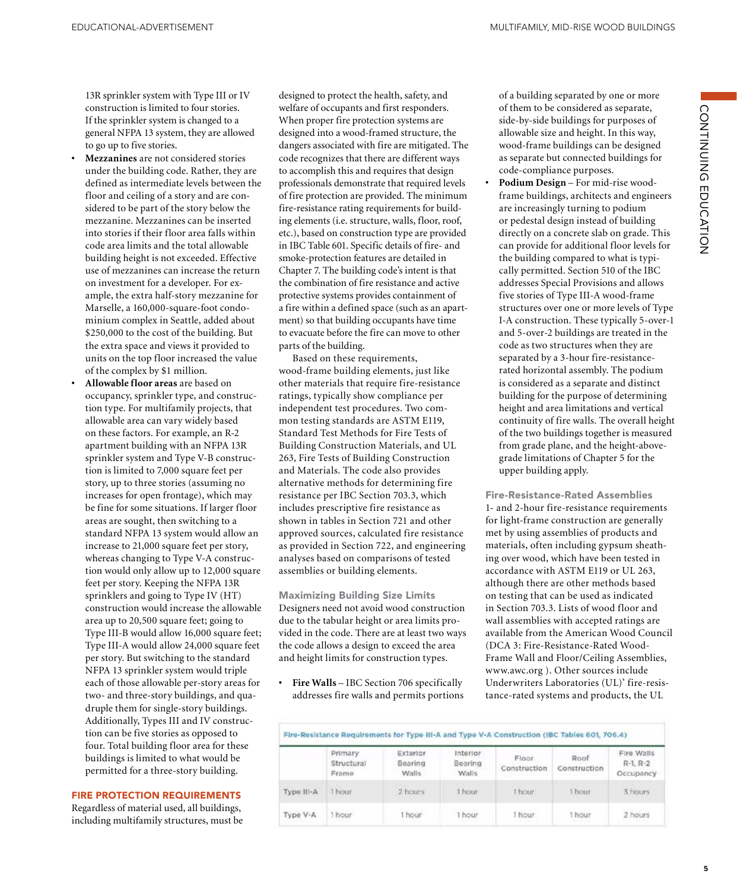13R sprinkler system with Type III or IV construction is limited to four stories. If the sprinkler system is changed to a general NFPA 13 system, they are allowed to go up to five stories.

- **Mezzanines** are not considered stories under the building code. Rather, they are defined as intermediate levels between the floor and ceiling of a story and are considered to be part of the story below the mezzanine. Mezzanines can be inserted into stories if their floor area falls within code area limits and the total allowable building height is not exceeded. Effective use of mezzanines can increase the return on investment for a developer. For example, the extra half-story mezzanine for Marselle, a 160,000-square-foot condominium complex in Seattle, added about $250,000 to the cost of the building. But the extra space and views it provided to units on the top floor increased the value of the complex by $1 million.
- **Allowable floor areas** are based on occupancy, sprinkler type, and construction type. For multifamily projects, that allowable area can vary widely based on these factors. For example, an R-2 apartment building with an NFPA 13R sprinkler system and Type V-B construction is limited to 7,000 square feet per story, up to three stories (assuming no increases for open frontage), which may be fine for some situations. If larger floor areas are sought, then switching to a standard NFPA 13 system would allow an increase to 21,000 square feet per story, whereas changing to Type V-A construction would only allow up to 12,000 square feet per story. Keeping the NFPA 13R sprinklers and going to Type IV (HT) construction would increase the allowable area up to 20,500 square feet; going to Type III-B would allow 16,000 square feet; Type III-A would allow 24,000 square feet per story. But switching to the standard NFPA 13 sprinkler system would triple each of those allowable per-story areas for two- and three-story buildings, and quadruple them for single-story buildings. Additionally, Types III and IV construction can be five stories as opposed to four. Total building floor area for these buildings is limited to what would be permitted for a three-story building.

## FIRE PROTECTION REQUIREMENTS

Regardless of material used, all buildings, including multifamily structures, must be designed to protect the health, safety, and welfare of occupants and first responders. When proper fire protection systems are designed into a wood-framed structure, the dangers associated with fire are mitigated. The code recognizes that there are different ways to accomplish this and requires that design professionals demonstrate that required levels of fire protection are provided. The minimum fire-resistance rating requirements for building elements (i.e. structure, walls, floor, roof, etc.), based on construction type are provided in IBC Table 601. Specific details of fire- and smoke-protection features are detailed in Chapter 7. The building code's intent is that the combination of fire resistance and active protective systems provides containment of a fire within a defined space (such as an apartment) so that building occupants have time to evacuate before the fire can move to other parts of the building.

Based on these requirements, wood-frame building elements, just like other materials that require fire-resistance ratings, typically show compliance per independent test procedures. Two common testing standards are ASTM E119, Standard Test Methods for Fire Tests of Building Construction Materials, and UL 263, Fire Tests of Building Construction and Materials. The code also provides alternative methods for determining fire resistance per IBC Section 703.3, which includes prescriptive fire resistance as shown in tables in Section 721 and other approved sources, calculated fire resistance as provided in Section 722, and engineering analyses based on comparisons of tested assemblies or building elements.

### Maximizing Building Size Limits

Designers need not avoid wood construction due to the tabular height or area limits provided in the code. There are at least two ways the code allows a design to exceed the area and height limits for construction types.

- **Fire Walls** – IBC Section 706 specifically addresses fire walls and permits portions of a building separated by one or more of them to be considered as separate, side-by-side buildings for purposes of allowable size and height. In this way, wood-frame buildings can be designed as separate but connected buildings for code-compliance purposes.
- **Podium Design** – For mid-rise wood-frame buildings, architects and engineers are increasingly turning to podium or pedestal design instead of building directly on a concrete slab on grade. This can provide for additional floor levels for the building compared to what is typically permitted. Section 510 of the IBC addresses Special Provisions and allows five stories of Type III-A wood-frame structures over one or more levels of Type I-A construction. These typically 5-over-1 and 5-over-2 buildings are treated in the code as two structures when they are separated by a 3-hour fire-resistance-rated horizontal assembly. The podium is considered as a separate and distinct building for the purpose of determining height and area limitations and vertical continuity of fire walls. The overall height of the two buildings together is measured from grade plane, and the height-above-grade limitations of Chapter 5 for the upper building apply.

### Fire-Resistance-Rated Assemblies

1- and 2-hour fire-resistance requirements for light-frame construction are generally met by using assemblies of products and materials, often including gypsum sheathing over wood, which have been tested in accordance with ASTM E119 or UL 263, although there are other methods based on testing that can be used as indicated in Section 703.3. Lists of wood floor and wall assemblies with accepted ratings are available from the American Wood Council (DCA 3: Fire-Resistance-Rated Wood-Frame Wall and Floor/Ceiling Assemblies, www.awc.org ). Other sources include Underwriters Laboratories (UL)' fire-resistance-rated systems and products, the UL

**Fire-Resistance Requirements for Type III-A and Type V-A Construction (IBC Tables 601, 706.4)**

| | Primary Structural Frame | Exterior Bearing Walls | Interior Bearing Walls | Floor Construction | Roof Construction | Fire Walls R-1, R-2 Occupancy |
|---|---|---|---|---|---|---|
| Type III-A | 1 hour | 2 hours | 1 hour | 1 hour | 1 hour | 3 hours |
| Type V-A | 1 hour | 1 hour | 1 hour | 1 hour | 1 hour | 2 hours |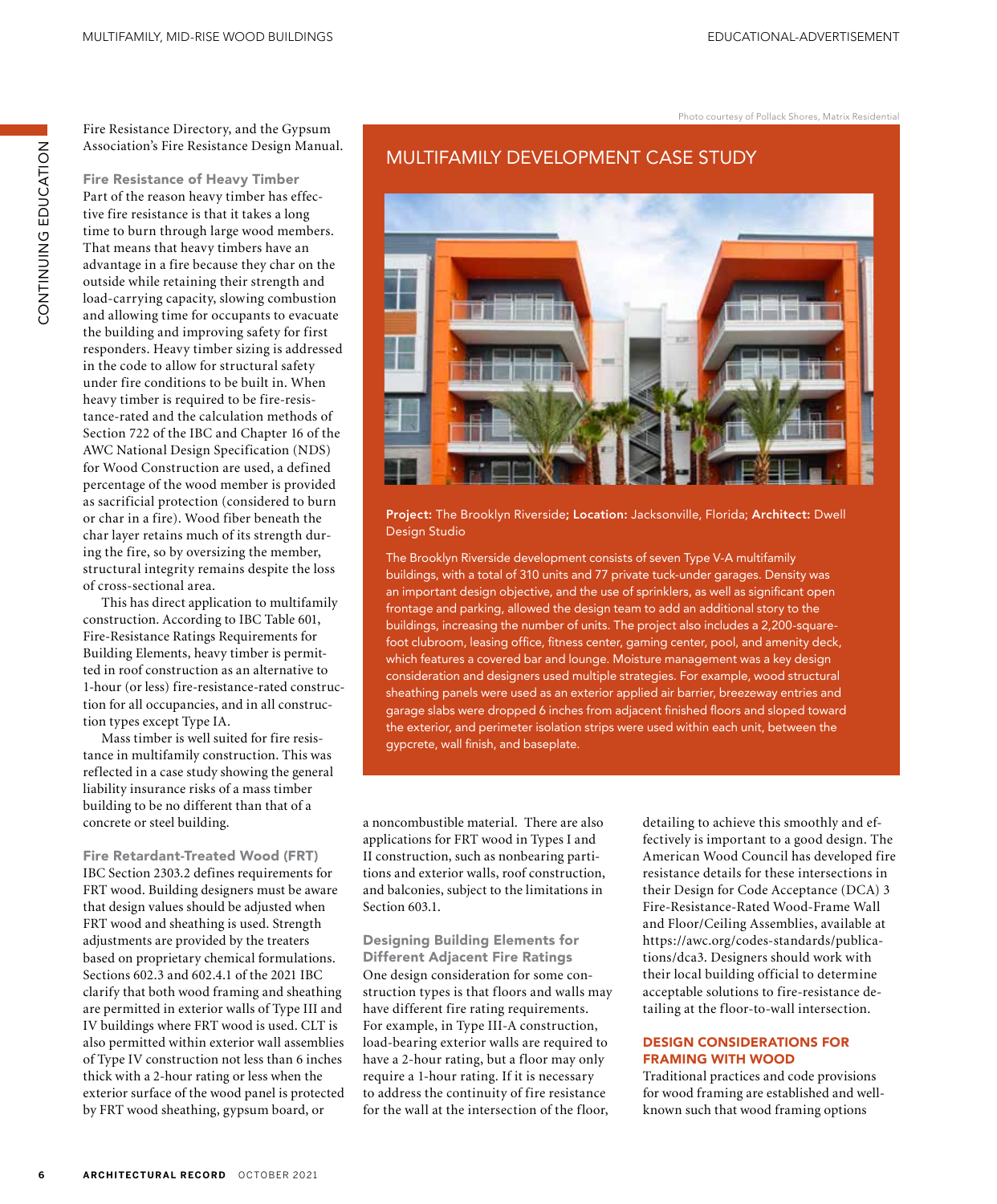Fire Resistance Directory, and the Gypsum Association's Fire Resistance Design Manual.

### Fire Resistance of Heavy Timber

Part of the reason heavy timber has effective fire resistance is that it takes a long time to burn through large wood members. That means that heavy timbers have an advantage in a fire because they char on the outside while retaining their strength and load-carrying capacity, slowing combustion and allowing time for occupants to evacuate the building and improving safety for first responders. Heavy timber sizing is addressed in the code to allow for structural safety under fire conditions to be built in. When heavy timber is required to be fire-resistance-rated and the calculation methods of Section 722 of the IBC and Chapter 16 of the AWC National Design Specification (NDS) for Wood Construction are used, a defined percentage of the wood member is provided as sacrificial protection (considered to burn or char in a fire). Wood fiber beneath the char layer retains much of its strength during the fire, so by oversizing the member, structural integrity remains despite the loss of cross-sectional area.

This has direct application to multifamily construction. According to IBC Table 601, Fire-Resistance Ratings Requirements for Building Elements, heavy timber is permitted in roof construction as an alternative to 1-hour (or less) fire-resistance-rated construction for all occupancies, and in all construction types except Type IA.

Mass timber is well suited for fire resistance in multifamily construction. This was reflected in a case study showing the general liability insurance risks of a mass timber building to be no different than that of a concrete or steel building.

### Fire Retardant-Treated Wood (FRT)

IBC Section 2303.2 defines requirements for FRT wood. Building designers must be aware that design values should be adjusted when FRT wood and sheathing is used. Strength adjustments are provided by the treaters based on proprietary chemical formulations. Sections 602.3 and 602.4.1 of the 2021 IBC clarify that both wood framing and sheathing are permitted in exterior walls of Type III and IV buildings where FRT wood is used. CLT is also permitted within exterior wall assemblies of Type IV construction not less than 6 inches thick with a 2-hour rating or less when the exterior surface of the wood panel is protected by FRT wood sheathing, gypsum board, or a noncombustible material. There are also applications for FRT wood in Types I and II construction, such as nonbearing partitions and exterior walls, roof construction, and balconies, subject to the limitations in Section 603.1.

### Designing Building Elements for Different Adjacent Fire Ratings

One design consideration for some construction types is that floors and walls may have different fire rating requirements. For example, in Type III-A construction, load-bearing exterior walls are required to have a 2-hour rating, but a floor may only require a 1-hour rating. If it is necessary to address the continuity of fire resistance for the wall at the intersection of the floor, detailing to achieve this smoothly and effectively is important to a good design. The American Wood Council has developed fire resistance details for these intersections in their Design for Code Acceptance (DCA) 3 Fire-Resistance-Rated Wood-Frame Wall and Floor/Ceiling Assemblies, available at https://awc.org/codes-standards/publications/dca3. Designers should work with their local building official to determine acceptable solutions to fire-resistance detailing at the floor-to-wall intersection.

## DESIGN CONSIDERATIONS FOR FRAMING WITH WOOD

Traditional practices and code provisions for wood framing are established and well-known such that wood framing options

---

Photo courtesy of Pollack Shores, Matrix Residential

## MULTIFAMILY DEVELOPMENT CASE STUDY

**Project:** The Brooklyn Riverside**; Location:** Jacksonville, Florida; **Architect:** Dwell Design Studio

The Brooklyn Riverside development consists of seven Type V-A multifamily buildings, with a total of 310 units and 77 private tuck-under garages. Density was an important design objective, and the use of sprinklers, as well as significant open frontage and parking, allowed the design team to add an additional story to the buildings, increasing the number of units. The project also includes a 2,200-square-foot clubroom, leasing office, fitness center, gaming center, pool, and amenity deck, which features a covered bar and lounge. Moisture management was a key design consideration and designers used multiple strategies. For example, wood structural sheathing panels were used as an exterior applied air barrier, breezeway entries and garage slabs were dropped 6 inches from adjacent finished floors and sloped toward the exterior, and perimeter isolation strips were used within each unit, between the gypcrete, wall finish, and baseplate.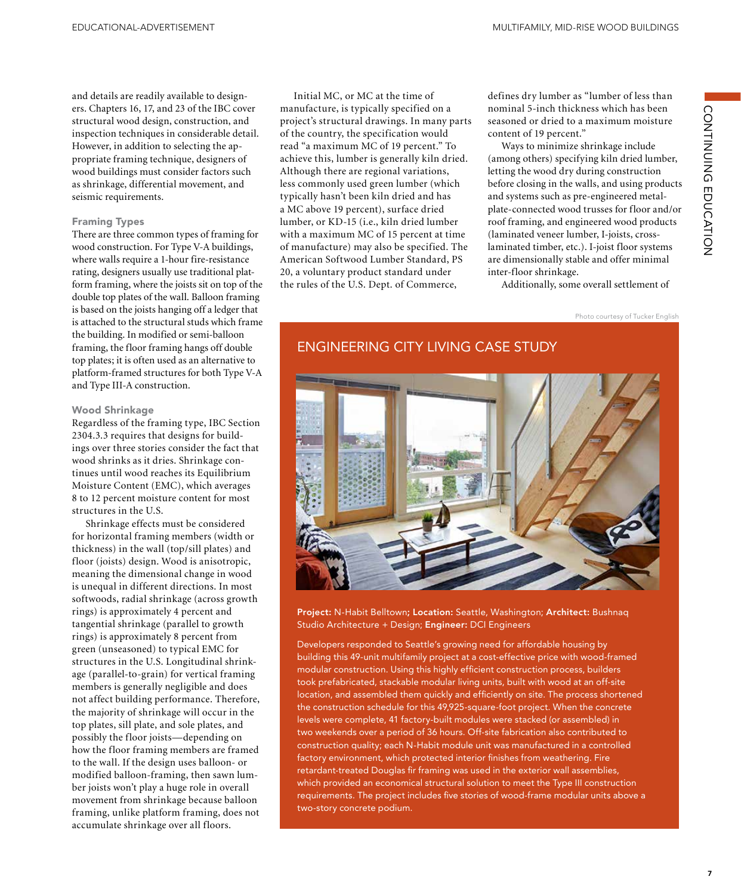and details are readily available to designers. Chapters 16, 17, and 23 of the IBC cover structural wood design, construction, and inspection techniques in considerable detail. However, in addition to selecting the appropriate framing technique, designers of wood buildings must consider factors such as shrinkage, differential movement, and seismic requirements.

### Framing Types

There are three common types of framing for wood construction. For Type V-A buildings, where walls require a 1-hour fire-resistance rating, designers usually use traditional platform framing, where the joists sit on top of the double top plates of the wall. Balloon framing is based on the joists hanging off a ledger that is attached to the structural studs which frame the building. In modified or semi-balloon framing, the floor framing hangs off double top plates; it is often used as an alternative to platform-framed structures for both Type V-A and Type III-A construction.

### Wood Shrinkage

Regardless of the framing type, IBC Section 2304.3.3 requires that designs for buildings over three stories consider the fact that wood shrinks as it dries. Shrinkage continues until wood reaches its Equilibrium Moisture Content (EMC), which averages 8 to 12 percent moisture content for most structures in the U.S.

Shrinkage effects must be considered for horizontal framing members (width or thickness) in the wall (top/sill plates) and floor (joists) design. Wood is anisotropic, meaning the dimensional change in wood is unequal in different directions. In most softwoods, radial shrinkage (across growth rings) is approximately 4 percent and tangential shrinkage (parallel to growth rings) is approximately 8 percent from green (unseasoned) to typical EMC for structures in the U.S. Longitudinal shrinkage (parallel-to-grain) for vertical framing members is generally negligible and does not affect building performance. Therefore, the majority of shrinkage will occur in the top plates, sill plate, and sole plates, and possibly the floor joists—depending on how the floor framing members are framed to the wall. If the design uses balloon- or modified balloon-framing, then sawn lumber joists won't play a huge role in overall movement from shrinkage because balloon framing, unlike platform framing, does not accumulate shrinkage over all floors.

Initial MC, or MC at the time of manufacture, is typically specified on a project's structural drawings. In many parts of the country, the specification would read "a maximum MC of 19 percent." To achieve this, lumber is generally kiln dried. Although there are regional variations, less commonly used green lumber (which typically hasn't been kiln dried and has a MC above 19 percent), surface dried lumber, or KD-15 (i.e., kiln dried lumber with a maximum MC of 15 percent at time of manufacture) may also be specified. The American Softwood Lumber Standard, PS 20, a voluntary product standard under the rules of the U.S. Dept. of Commerce, defines dry lumber as "lumber of less than nominal 5-inch thickness which has been seasoned or dried to a maximum moisture content of 19 percent."

Ways to minimize shrinkage include (among others) specifying kiln dried lumber, letting the wood dry during construction before closing in the walls, and using products and systems such as pre-engineered metal-plate-connected wood trusses for floor and/or roof framing, and engineered wood products (laminated veneer lumber, I-joists, cross-laminated timber, etc.). I-joist floor systems are dimensionally stable and offer minimal inter-floor shrinkage.

Additionally, some overall settlement of

---

Photo courtesy of Tucker English

## ENGINEERING CITY LIVING CASE STUDY

**Project:** N-Habit Belltown; **Location:** Seattle, Washington; **Architect:** Bushnaq Studio Architecture + Design; **Engineer:** DCI Engineers

Developers responded to Seattle's growing need for affordable housing by building this 49-unit multifamily project at a cost-effective price with wood-framed modular construction. Using this highly efficient construction process, builders took prefabricated, stackable modular living units, built with wood at an off-site location, and assembled them quickly and efficiently on site. The process shortened the construction schedule for this 49,925-square-foot project. When the concrete levels were complete, 41 factory-built modules were stacked (or assembled) in two weekends over a period of 36 hours. Off-site fabrication also contributed to construction quality; each N-Habit module unit was manufactured in a controlled factory environment, which protected interior finishes from weathering. Fire retardant-treated Douglas fir framing was used in the exterior wall assemblies, which provided an economical structural solution to meet the Type III construction requirements. The project includes five stories of wood-frame modular units above a two-story concrete podium.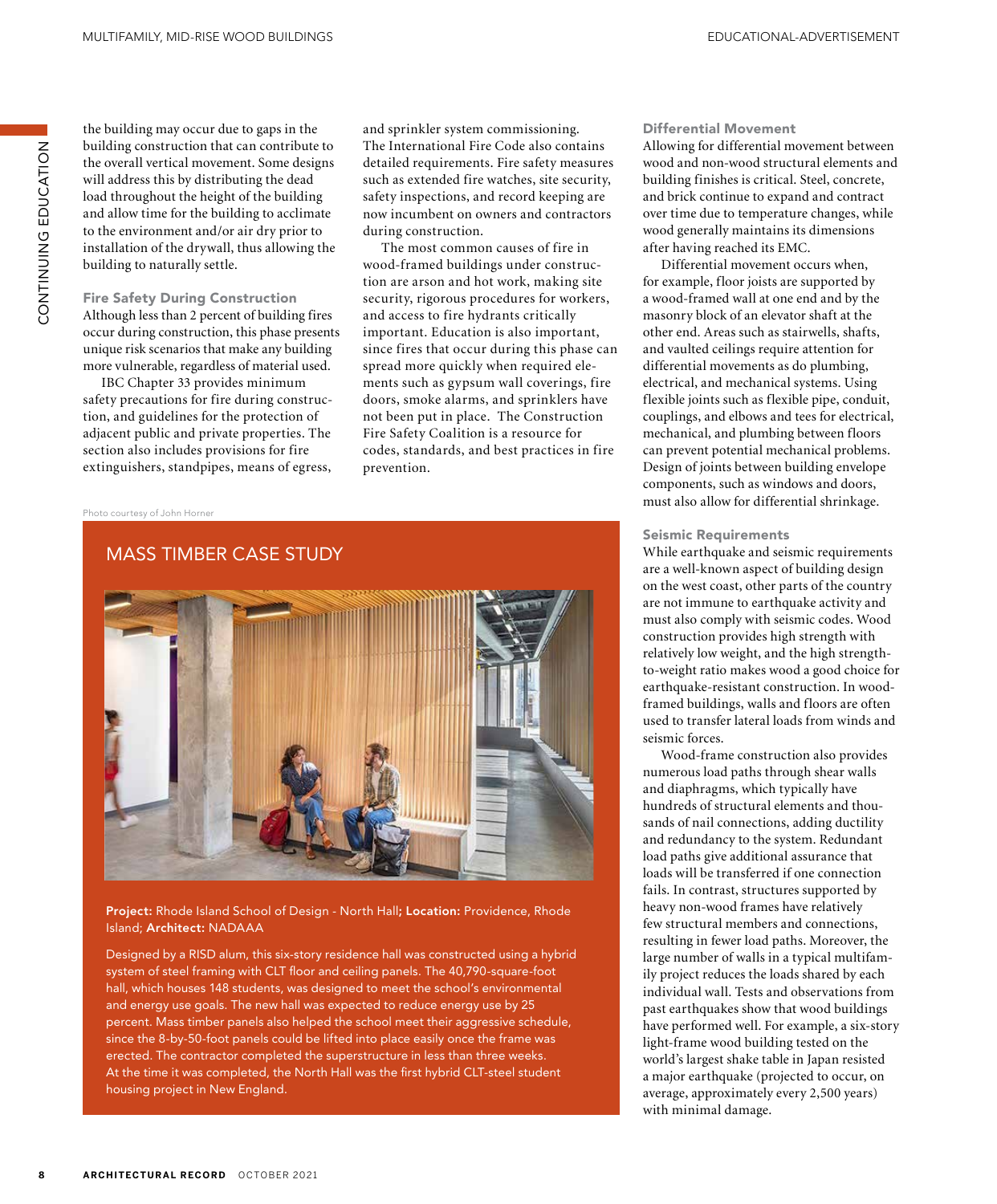the building may occur due to gaps in the building construction that can contribute to the overall vertical movement. Some designs will address this by distributing the dead load throughout the height of the building and allow time for the building to acclimate to the environment and/or air dry prior to installation of the drywall, thus allowing the building to naturally settle.

### Fire Safety During Construction

Although less than 2 percent of building fires occur during construction, this phase presents unique risk scenarios that make any building more vulnerable, regardless of material used.

IBC Chapter 33 provides minimum safety precautions for fire during construction, and guidelines for the protection of adjacent public and private properties. The section also includes provisions for fire extinguishers, standpipes, means of egress, and sprinkler system commissioning. The International Fire Code also contains detailed requirements. Fire safety measures such as extended fire watches, site security, safety inspections, and record keeping are now incumbent on owners and contractors during construction.

The most common causes of fire in wood-framed buildings under construction are arson and hot work, making site security, rigorous procedures for workers, and access to fire hydrants critically important. Education is also important, since fires that occur during this phase can spread more quickly when required elements such as gypsum wall coverings, fire doors, smoke alarms, and sprinklers have not been put in place. The Construction Fire Safety Coalition is a resource for codes, standards, and best practices in fire prevention.

Photo courtesy of John Horner

## MASS TIMBER CASE STUDY

**Project:** Rhode Island School of Design - North Hall**;** **Location:** Providence, Rhode Island; **Architect:** NADAAA

Designed by a RISD alum, this six-story residence hall was constructed using a hybrid system of steel framing with CLT floor and ceiling panels. The 40,790-square-foot hall, which houses 148 students, was designed to meet the school's environmental and energy use goals. The new hall was expected to reduce energy use by 25 percent. Mass timber panels also helped the school meet their aggressive schedule, since the 8-by-50-foot panels could be lifted into place easily once the frame was erected. The contractor completed the superstructure in less than three weeks. At the time it was completed, the North Hall was the first hybrid CLT-steel student housing project in New England.

### Differential Movement

Allowing for differential movement between wood and non-wood structural elements and building finishes is critical. Steel, concrete, and brick continue to expand and contract over time due to temperature changes, while wood generally maintains its dimensions after having reached its EMC.

Differential movement occurs when, for example, floor joists are supported by a wood-framed wall at one end and by the masonry block of an elevator shaft at the other end. Areas such as stairwells, shafts, and vaulted ceilings require attention for differential movements as do plumbing, electrical, and mechanical systems. Using flexible joints such as flexible pipe, conduit, couplings, and elbows and tees for electrical, mechanical, and plumbing between floors can prevent potential mechanical problems. Design of joints between building envelope components, such as windows and doors, must also allow for differential shrinkage.

### Seismic Requirements

While earthquake and seismic requirements are a well-known aspect of building design on the west coast, other parts of the country are not immune to earthquake activity and must also comply with seismic codes. Wood construction provides high strength with relatively low weight, and the high strength-to-weight ratio makes wood a good choice for earthquake-resistant construction. In wood-framed buildings, walls and floors are often used to transfer lateral loads from winds and seismic forces.

Wood-frame construction also provides numerous load paths through shear walls and diaphragms, which typically have hundreds of structural elements and thousands of nail connections, adding ductility and redundancy to the system. Redundant load paths give additional assurance that loads will be transferred if one connection fails. In contrast, structures supported by heavy non-wood frames have relatively few structural members and connections, resulting in fewer load paths. Moreover, the large number of walls in a typical multifamily project reduces the loads shared by each individual wall. Tests and observations from past earthquakes show that wood buildings have performed well. For example, a six-story light-frame wood building tested on the world's largest shake table in Japan resisted a major earthquake (projected to occur, on average, approximately every 2,500 years) with minimal damage.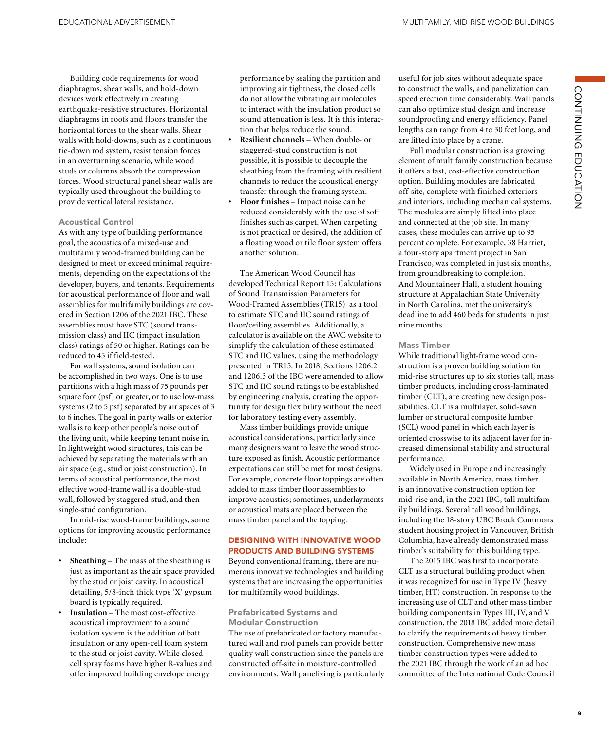Building code requirements for wood diaphragms, shear walls, and hold-down devices work effectively in creating earthquake-resistive structures. Horizontal diaphragms in roofs and floors transfer the horizontal forces to the shear walls. Shear walls with hold-downs, such as a continuous tie-down rod system, resist tension forces in an overturning scenario, while wood studs or columns absorb the compression forces. Wood structural panel shear walls are typically used throughout the building to provide vertical lateral resistance.

### Acoustical Control

As with any type of building performance goal, the acoustics of a mixed-use and multifamily wood-framed building can be designed to meet or exceed minimal requirements, depending on the expectations of the developer, buyers, and tenants. Requirements for acoustical performance of floor and wall assemblies for multifamily buildings are covered in Section 1206 of the 2021 IBC. These assemblies must have STC (sound transmission class) and IIC (impact insulation class) ratings of 50 or higher. Ratings can be reduced to 45 if field-tested.

For wall systems, sound isolation can be accomplished in two ways. One is to use partitions with a high mass of 75 pounds per square foot (psf) or greater, or to use low-mass systems (2 to 5 psf) separated by air spaces of 3 to 6 inches. The goal in party walls or exterior walls is to keep other people's noise out of the living unit, while keeping tenant noise in. In lightweight wood structures, this can be achieved by separating the materials with an air space (e.g., stud or joist construction). In terms of acoustical performance, the most effective wood-frame wall is a double-stud wall, followed by staggered-stud, and then single-stud configuration.

In mid-rise wood-frame buildings, some options for improving acoustic performance include:

- **Sheathing** – The mass of the sheathing is just as important as the air space provided by the stud or joist cavity. In acoustical detailing, 5/8-inch thick type 'X' gypsum board is typically required.
- **Insulation** – The most cost-effective acoustical improvement to a sound isolation system is the addition of batt insulation or any open-cell foam system to the stud or joist cavity. While closed-cell spray foams have higher R-values and offer improved building envelope energy performance by sealing the partition and improving air tightness, the closed cells do not allow the vibrating air molecules to interact with the insulation product so sound attenuation is less. It is this interaction that helps reduce the sound.
- **Resilient channels** – When double- or staggered-stud construction is not possible, it is possible to decouple the sheathing from the framing with resilient channels to reduce the acoustical energy transfer through the framing system.
- **Floor finishes** – Impact noise can be reduced considerably with the use of soft finishes such as carpet. When carpeting is not practical or desired, the addition of a floating wood or tile floor system offers another solution.

The American Wood Council has developed Technical Report 15: Calculations of Sound Transmission Parameters for Wood-Framed Assemblies (TR15) as a tool to estimate STC and IIC sound ratings of floor/ceiling assemblies. Additionally, a calculator is available on the AWC website to simplify the calculation of these estimated STC and IIC values, using the methodology presented in TR15. In 2018, Sections 1206.2 and 1206.3 of the IBC were amended to allow STC and IIC sound ratings to be established by engineering analysis, creating the opportunity for design flexibility without the need for laboratory testing every assembly.

Mass timber buildings provide unique acoustical considerations, particularly since many designers want to leave the wood structure exposed as finish. Acoustic performance expectations can still be met for most designs. For example, concrete floor toppings are often added to mass timber floor assemblies to improve acoustics; sometimes, underlayments or acoustical mats are placed between the mass timber panel and the topping.

## DESIGNING WITH INNOVATIVE WOOD PRODUCTS AND BUILDING SYSTEMS

Beyond conventional framing, there are numerous innovative technologies and building systems that are increasing the opportunities for multifamily wood buildings.

### Prefabricated Systems and Modular Construction

The use of prefabricated or factory manufactured wall and roof panels can provide better quality wall construction since the panels are constructed off-site in moisture-controlled environments. Wall panelizing is particularly useful for job sites without adequate space to construct the walls, and panelization can speed erection time considerably. Wall panels can also optimize stud design and increase soundproofing and energy efficiency. Panel lengths can range from 4 to 30 feet long, and are lifted into place by a crane.

Full modular construction is a growing element of multifamily construction because it offers a fast, cost-effective construction option. Building modules are fabricated off-site, complete with finished exteriors and interiors, including mechanical systems. The modules are simply lifted into place and connected at the job site. In many cases, these modules can arrive up to 95 percent complete. For example, 38 Harriet, a four-story apartment project in San Francisco, was completed in just six months, from groundbreaking to completion. And Mountaineer Hall, a student housing structure at Appalachian State University in North Carolina, met the university's deadline to add 460 beds for students in just nine months.

### Mass Timber

While traditional light-frame wood construction is a proven building solution for mid-rise structures up to six stories tall, mass timber products, including cross-laminated timber (CLT), are creating new design possibilities. CLT is a multilayer, solid-sawn lumber or structural composite lumber (SCL) wood panel in which each layer is oriented crosswise to its adjacent layer for increased dimensional stability and structural performance.

Widely used in Europe and increasingly available in North America, mass timber is an innovative construction option for mid-rise and, in the 2021 IBC, tall multifamily buildings. Several tall wood buildings, including the 18-story UBC Brock Commons student housing project in Vancouver, British Columbia, have already demonstrated mass timber's suitability for this building type.

The 2015 IBC was first to incorporate CLT as a structural building product when it was recognized for use in Type IV (heavy timber, HT) construction. In response to the increasing use of CLT and other mass timber building components in Types III, IV, and V construction, the 2018 IBC added more detail to clarify the requirements of heavy timber construction. Comprehensive new mass timber construction types were added to the 2021 IBC through the work of an ad hoc committee of the International Code Council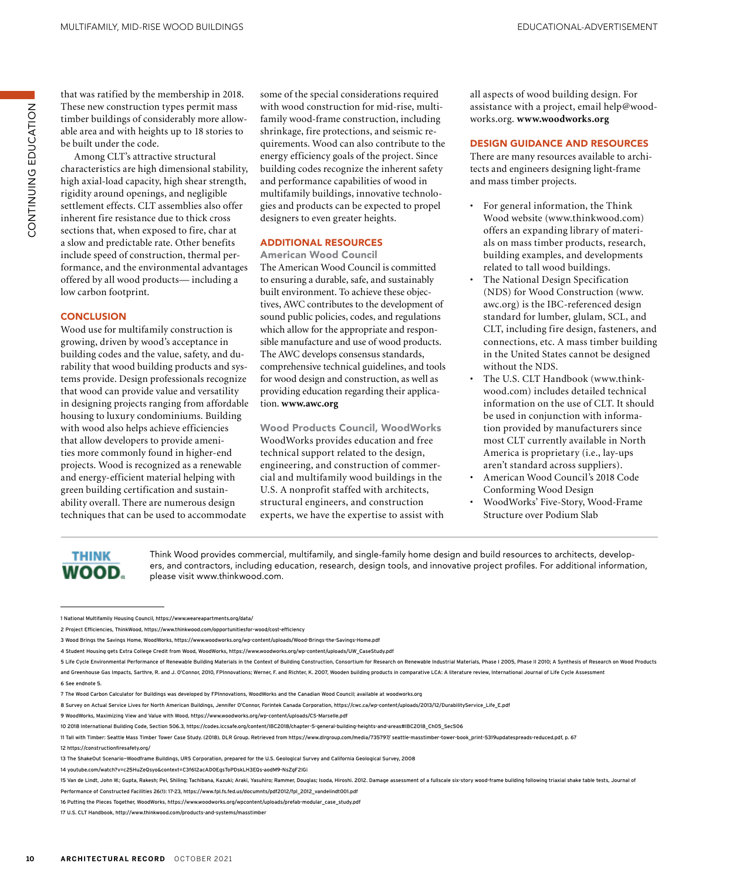that was ratified by the membership in 2018. These new construction types permit mass timber buildings of considerably more allowable area and with heights up to 18 stories to be built under the code.

Among CLT's attractive structural characteristics are high dimensional stability, high axial-load capacity, high shear strength, rigidity around openings, and negligible settlement effects. CLT assemblies also offer inherent fire resistance due to thick cross sections that, when exposed to fire, char at a slow and predictable rate. Other benefits include speed of construction, thermal performance, and the environmental advantages offered by all wood products— including a low carbon footprint.

## CONCLUSION

Wood use for multifamily construction is growing, driven by wood's acceptance in building codes and the value, safety, and durability that wood building products and systems provide. Design professionals recognize that wood can provide value and versatility in designing projects ranging from affordable housing to luxury condominiums. Building with wood also helps achieve efficiencies that allow developers to provide amenities more commonly found in higher-end projects. Wood is recognized as a renewable and energy-efficient material helping with green building certification and sustainability overall. There are numerous design techniques that can be used to accommodate some of the special considerations required with wood construction for mid-rise, multifamily wood-frame construction, including shrinkage, fire protections, and seismic requirements. Wood can also contribute to the energy efficiency goals of the project. Since building codes recognize the inherent safety and performance capabilities of wood in multifamily buildings, innovative technologies and products can be expected to propel designers to even greater heights.

## ADDITIONAL RESOURCES

### American Wood Council

The American Wood Council is committed to ensuring a durable, safe, and sustainably built environment. To achieve these objectives, AWC contributes to the development of sound public policies, codes, and regulations which allow for the appropriate and responsible manufacture and use of wood products. The AWC develops consensus standards, comprehensive technical guidelines, and tools for wood design and construction, as well as providing education regarding their application. **www.awc.org**

### Wood Products Council, WoodWorks

WoodWorks provides education and free technical support related to the design, engineering, and construction of commercial and multifamily wood buildings in the U.S. A nonprofit staffed with architects, structural engineers, and construction experts, we have the expertise to assist with all aspects of wood building design. For assistance with a project, email help@woodworks.org. **www.woodworks.org**

## DESIGN GUIDANCE AND RESOURCES

There are many resources available to architects and engineers designing light-frame and mass timber projects.

- For general information, the Think Wood website (www.thinkwood.com) offers an expanding library of materials on mass timber products, research, building examples, and developments related to tall wood buildings.
- The National Design Specification (NDS) for Wood Construction (www.awc.org) is the IBC-referenced design standard for lumber, glulam, SCL, and CLT, including fire design, fasteners, and connections, etc. A mass timber building in the United States cannot be designed without the NDS.
- The U.S. CLT Handbook (www.thinkwood.com) includes detailed technical information on the use of CLT. It should be used in conjunction with information provided by manufacturers since most CLT currently available in North America is proprietary (i.e., lay-ups aren't standard across suppliers).
- American Wood Council's 2018 Code Conforming Wood Design
- WoodWorks' Five-Story, Wood-Frame Structure over Podium Slab

---

THINK WOOD.

Think Wood provides commercial, multifamily, and single-family home design and build resources to architects, developers, and contractors, including education, research, design tools, and innovative project profiles. For additional information, please visit www.thinkwood.com.

---

1 National Multifamily Housing Council, https://www.weareapartments.org/data/

2 Project Efficiencies, ThinkWood, https://www.thinkwood.com/opportunitiesfor-wood/cost-efficiency

3 Wood Brings the Savings Home, WoodWorks, https://www.woodworks.org/wp-content/uploads/Wood-Brings-the-Savings-Home.pdf

4 Student Housing gets Extra College Credit from Wood, WoodWorks, https://www.woodworks.org/wp-content/uploads/UW_CaseStudy.pdf

5 Life Cycle Environmental Performance of Renewable Building Materials in the Context of Building Construction, Consortium for Research on Renewable Industrial Materials, Phase I 2005, Phase II 2010; A Synthesis of Research on Wood Products and Greenhouse Gas Impacts, Sarthre, R. and J. O'Connor, 2010, FPInnovations; Werner, F. and Richter, K. 2007, Wooden building products in comparative LCA: A literature review, International Journal of Life Cycle Assessment

6 See endnote 5.

7 The Wood Carbon Calculator for Buildings was developed by FPInnovations, WoodWorks and the Canadian Wood Council; available at woodworks.org

8 Survey on Actual Service Lives for North American Buildings, Jennifer O'Connor, Forintek Canada Corporation, https://cwc.ca/wp-content/uploads/2013/12/DurabilityService_Life_E.pdf

9 WoodWorks, Maximizing View and Value with Wood, https://www.woodworks.org/wp-content/uploads/CS-Marselle.pdf

10 2018 International Building Code, Section 506.3, https://codes.iccsafe.org/content/IBC2018/chapter-5-general-building-heights-and-areas#IBC2018_Ch05_Sec506

11 Tall with Timber: Seattle Mass Timber Tower Case Study. (2018). DLR Group. Retrieved from https://www.dlrgroup.com/media/735797/ seattle-masstimber-tower-book_print-5319updatespreads-reduced.pdf, p. 67

12 https://constructionfiresafety.org/

13 The ShakeOut Scenario—Woodframe Buildings, URS Corporation, prepared for the U.S. Geological Survey and California Geological Survey, 2008

14 youtube.com/watch?v=c25HuZeQsyo&context=C3f612acADOEgsToPDskLH3EQs-aodM9-NsZgF2IGi

15 Van de Lindt, John W.; Gupta, Rakesh; Pei, Shiling; Tachibana, Kazuki; Araki, Yasuhiro; Rammer, Douglas; Isoda, Hiroshi. 2012. Damage assessment of a fullscale six-story wood-frame building following triaxial shake table tests, Journal of Performance of Constructed Facilities 26(1): 17-23, https://www.fpl.fs.fed.us/documnts/pdf2012/fpl_2012_vandelindt001.pdf

16 Putting the Pieces Together, WoodWorks, https://www.woodworks.org/wpcontent/uploads/prefab-modular_case_study.pdf

17 U.S. CLT Handbook, http://www.thinkwood.com/products-and-systems/masstimber